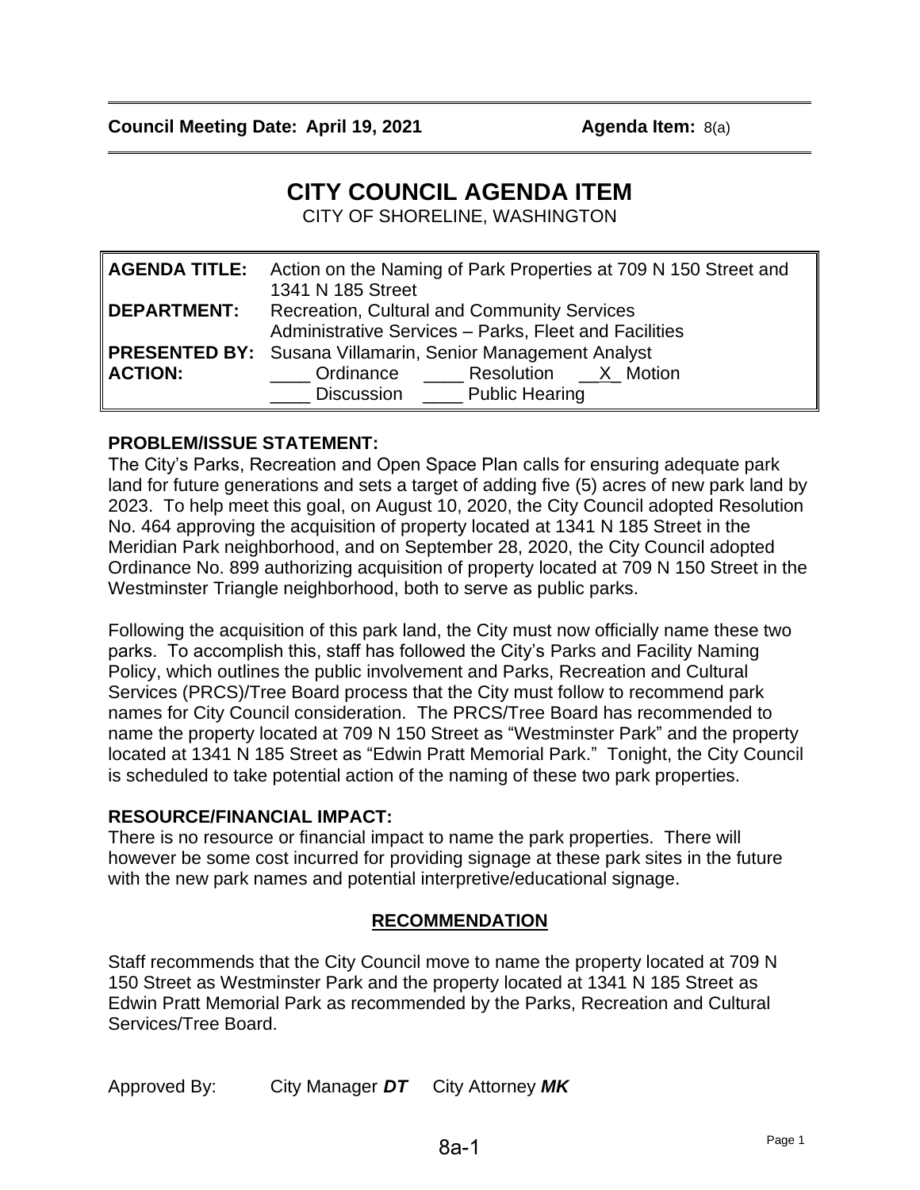**Council Meeting Date: April 19, 2021** **Agenda Item:** 8(a)

# CITY COUNCIL AGENDA ITEM

CITY OF SHORELINE, WASHINGTON

| | |
|---|---|
| **AGENDA TITLE:** | Action on the Naming of Park Properties at 709 N 150 Street and 1341 N 185 Street |
| **DEPARTMENT:** | Recreation, Cultural and Community Services<br>Administrative Services – Parks, Fleet and Facilities |
| **PRESENTED BY:** | Susana Villamarin, Senior Management Analyst |
| **ACTION:** | ____ Ordinance ____ Resolution __X_ Motion<br>____ Discussion ____ Public Hearing |

## PROBLEM/ISSUE STATEMENT:

The City's Parks, Recreation and Open Space Plan calls for ensuring adequate park land for future generations and sets a target of adding five (5) acres of new park land by 2023. To help meet this goal, on August 10, 2020, the City Council adopted Resolution No. 464 approving the acquisition of property located at 1341 N 185 Street in the Meridian Park neighborhood, and on September 28, 2020, the City Council adopted Ordinance No. 899 authorizing acquisition of property located at 709 N 150 Street in the Westminster Triangle neighborhood, both to serve as public parks.

Following the acquisition of this park land, the City must now officially name these two parks. To accomplish this, staff has followed the City's Parks and Facility Naming Policy, which outlines the public involvement and Parks, Recreation and Cultural Services (PRCS)/Tree Board process that the City must follow to recommend park names for City Council consideration. The PRCS/Tree Board has recommended to name the property located at 709 N 150 Street as "Westminster Park" and the property located at 1341 N 185 Street as "Edwin Pratt Memorial Park." Tonight, the City Council is scheduled to take potential action of the naming of these two park properties.

## RESOURCE/FINANCIAL IMPACT:

There is no resource or financial impact to name the park properties. There will however be some cost incurred for providing signage at these park sites in the future with the new park names and potential interpretive/educational signage.

## RECOMMENDATION

Staff recommends that the City Council move to name the property located at 709 N 150 Street as Westminster Park and the property located at 1341 N 185 Street as Edwin Pratt Memorial Park as recommended by the Parks, Recreation and Cultural Services/Tree Board.

Approved By: City Manager ***DT*** City Attorney ***MK***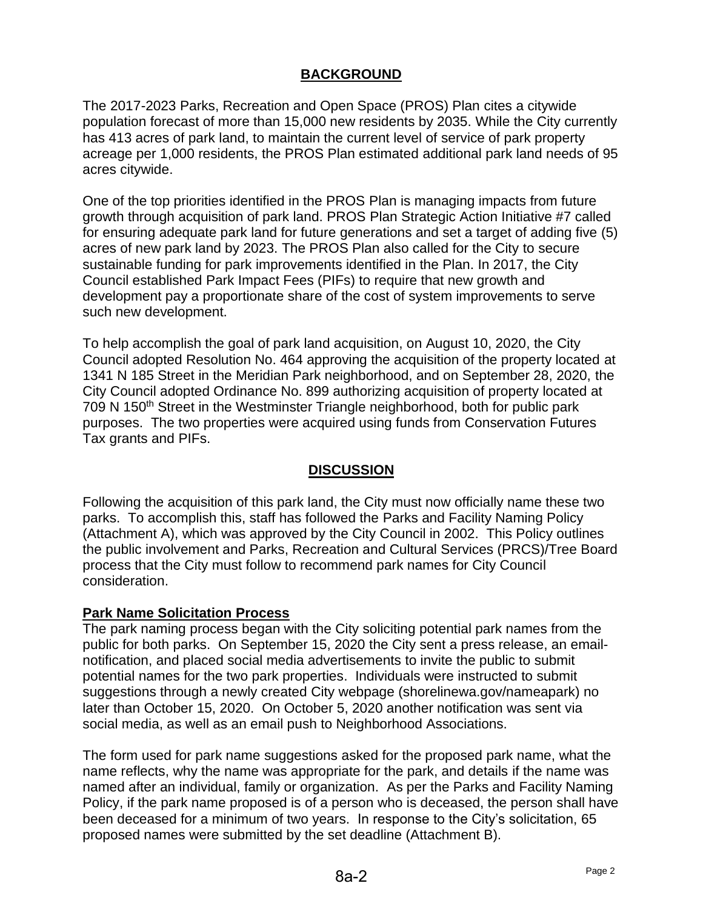## BACKGROUND

The 2017-2023 Parks, Recreation and Open Space (PROS) Plan cites a citywide population forecast of more than 15,000 new residents by 2035. While the City currently has 413 acres of park land, to maintain the current level of service of park property acreage per 1,000 residents, the PROS Plan estimated additional park land needs of 95 acres citywide.

One of the top priorities identified in the PROS Plan is managing impacts from future growth through acquisition of park land. PROS Plan Strategic Action Initiative #7 called for ensuring adequate park land for future generations and set a target of adding five (5) acres of new park land by 2023. The PROS Plan also called for the City to secure sustainable funding for park improvements identified in the Plan. In 2017, the City Council established Park Impact Fees (PIFs) to require that new growth and development pay a proportionate share of the cost of system improvements to serve such new development.

To help accomplish the goal of park land acquisition, on August 10, 2020, the City Council adopted Resolution No. 464 approving the acquisition of the property located at 1341 N 185 Street in the Meridian Park neighborhood, and on September 28, 2020, the City Council adopted Ordinance No. 899 authorizing acquisition of property located at 709 N 150th Street in the Westminster Triangle neighborhood, both for public park purposes. The two properties were acquired using funds from Conservation Futures Tax grants and PIFs.

## DISCUSSION

Following the acquisition of this park land, the City must now officially name these two parks. To accomplish this, staff has followed the Parks and Facility Naming Policy (Attachment A), which was approved by the City Council in 2002. This Policy outlines the public involvement and Parks, Recreation and Cultural Services (PRCS)/Tree Board process that the City must follow to recommend park names for City Council consideration.

### Park Name Solicitation Process

The park naming process began with the City soliciting potential park names from the public for both parks. On September 15, 2020 the City sent a press release, an email-notification, and placed social media advertisements to invite the public to submit potential names for the two park properties. Individuals were instructed to submit suggestions through a newly created City webpage (shorelinewa.gov/nameapark) no later than October 15, 2020. On October 5, 2020 another notification was sent via social media, as well as an email push to Neighborhood Associations.

The form used for park name suggestions asked for the proposed park name, what the name reflects, why the name was appropriate for the park, and details if the name was named after an individual, family or organization. As per the Parks and Facility Naming Policy, if the park name proposed is of a person who is deceased, the person shall have been deceased for a minimum of two years. In response to the City's solicitation, 65 proposed names were submitted by the set deadline (Attachment B).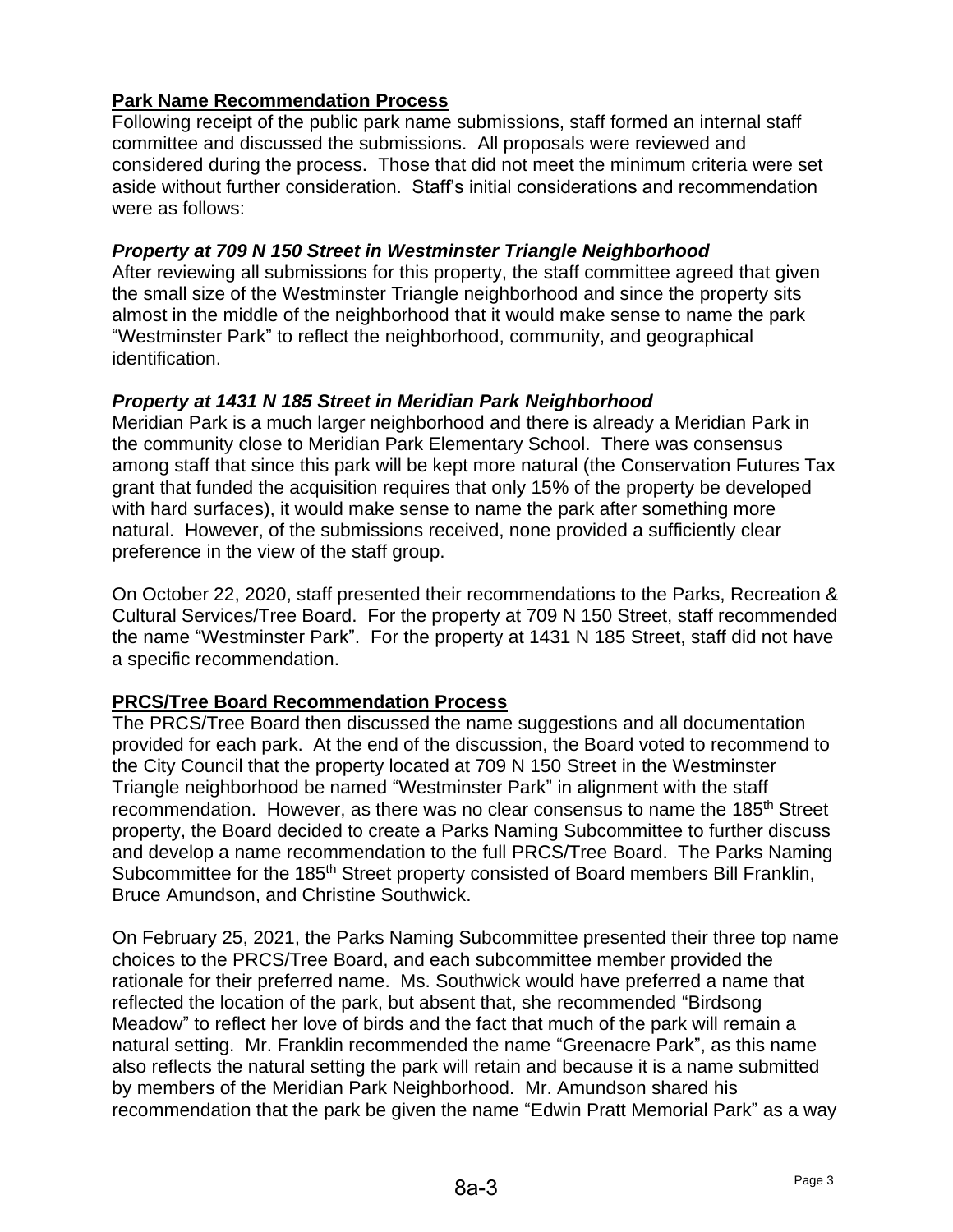## Park Name Recommendation Process

Following receipt of the public park name submissions, staff formed an internal staff committee and discussed the submissions. All proposals were reviewed and considered during the process. Those that did not meet the minimum criteria were set aside without further consideration. Staff's initial considerations and recommendation were as follows:

### *Property at 709 N 150 Street in Westminster Triangle Neighborhood*

After reviewing all submissions for this property, the staff committee agreed that given the small size of the Westminster Triangle neighborhood and since the property sits almost in the middle of the neighborhood that it would make sense to name the park "Westminster Park" to reflect the neighborhood, community, and geographical identification.

### *Property at 1431 N 185 Street in Meridian Park Neighborhood*

Meridian Park is a much larger neighborhood and there is already a Meridian Park in the community close to Meridian Park Elementary School. There was consensus among staff that since this park will be kept more natural (the Conservation Futures Tax grant that funded the acquisition requires that only 15% of the property be developed with hard surfaces), it would make sense to name the park after something more natural. However, of the submissions received, none provided a sufficiently clear preference in the view of the staff group.

On October 22, 2020, staff presented their recommendations to the Parks, Recreation & Cultural Services/Tree Board. For the property at 709 N 150 Street, staff recommended the name "Westminster Park". For the property at 1431 N 185 Street, staff did not have a specific recommendation.

## PRCS/Tree Board Recommendation Process

The PRCS/Tree Board then discussed the name suggestions and all documentation provided for each park. At the end of the discussion, the Board voted to recommend to the City Council that the property located at 709 N 150 Street in the Westminster Triangle neighborhood be named "Westminster Park" in alignment with the staff recommendation. However, as there was no clear consensus to name the 185th Street property, the Board decided to create a Parks Naming Subcommittee to further discuss and develop a name recommendation to the full PRCS/Tree Board. The Parks Naming Subcommittee for the 185th Street property consisted of Board members Bill Franklin, Bruce Amundson, and Christine Southwick.

On February 25, 2021, the Parks Naming Subcommittee presented their three top name choices to the PRCS/Tree Board, and each subcommittee member provided the rationale for their preferred name. Ms. Southwick would have preferred a name that reflected the location of the park, but absent that, she recommended "Birdsong Meadow" to reflect her love of birds and the fact that much of the park will remain a natural setting. Mr. Franklin recommended the name "Greenacre Park", as this name also reflects the natural setting the park will retain and because it is a name submitted by members of the Meridian Park Neighborhood. Mr. Amundson shared his recommendation that the park be given the name "Edwin Pratt Memorial Park" as a way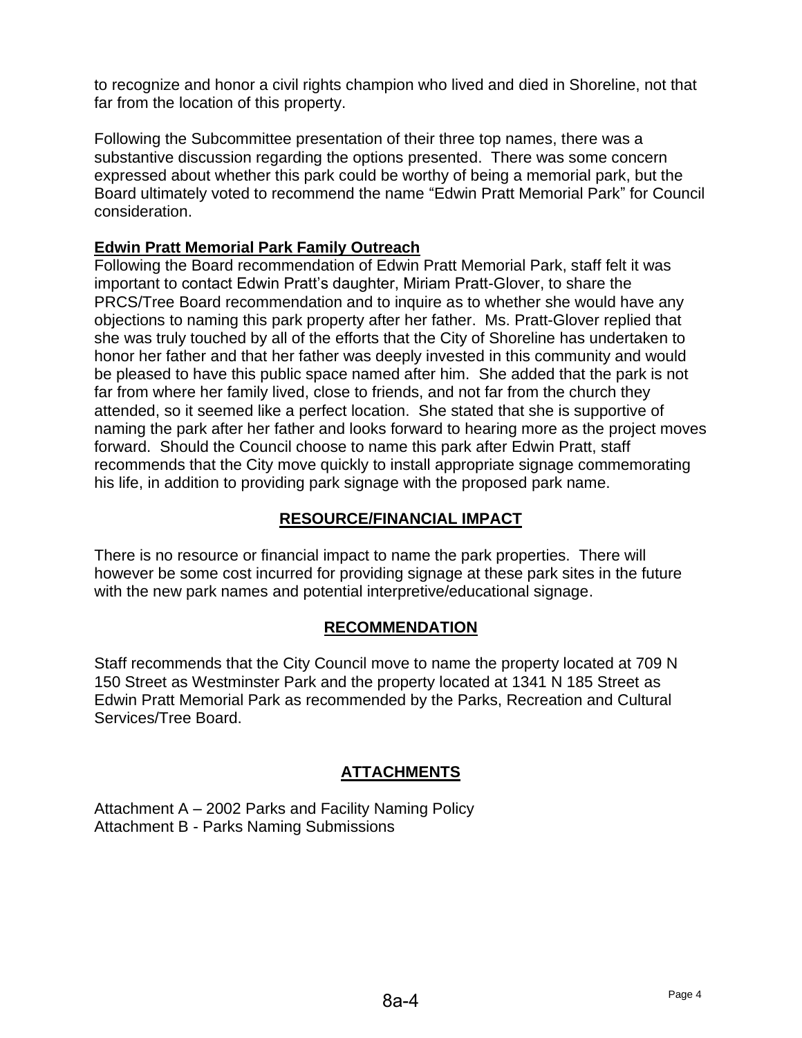to recognize and honor a civil rights champion who lived and died in Shoreline, not that far from the location of this property.

Following the Subcommittee presentation of their three top names, there was a substantive discussion regarding the options presented. There was some concern expressed about whether this park could be worthy of being a memorial park, but the Board ultimately voted to recommend the name "Edwin Pratt Memorial Park" for Council consideration.

**Edwin Pratt Memorial Park Family Outreach**

Following the Board recommendation of Edwin Pratt Memorial Park, staff felt it was important to contact Edwin Pratt's daughter, Miriam Pratt-Glover, to share the PRCS/Tree Board recommendation and to inquire as to whether she would have any objections to naming this park property after her father. Ms. Pratt-Glover replied that she was truly touched by all of the efforts that the City of Shoreline has undertaken to honor her father and that her father was deeply invested in this community and would be pleased to have this public space named after him. She added that the park is not far from where her family lived, close to friends, and not far from the church they attended, so it seemed like a perfect location. She stated that she is supportive of naming the park after her father and looks forward to hearing more as the project moves forward. Should the Council choose to name this park after Edwin Pratt, staff recommends that the City move quickly to install appropriate signage commemorating his life, in addition to providing park signage with the proposed park name.

## RESOURCE/FINANCIAL IMPACT

There is no resource or financial impact to name the park properties. There will however be some cost incurred for providing signage at these park sites in the future with the new park names and potential interpretive/educational signage.

## RECOMMENDATION

Staff recommends that the City Council move to name the property located at 709 N 150 Street as Westminster Park and the property located at 1341 N 185 Street as Edwin Pratt Memorial Park as recommended by the Parks, Recreation and Cultural Services/Tree Board.

## ATTACHMENTS

Attachment A – 2002 Parks and Facility Naming Policy
Attachment B - Parks Naming Submissions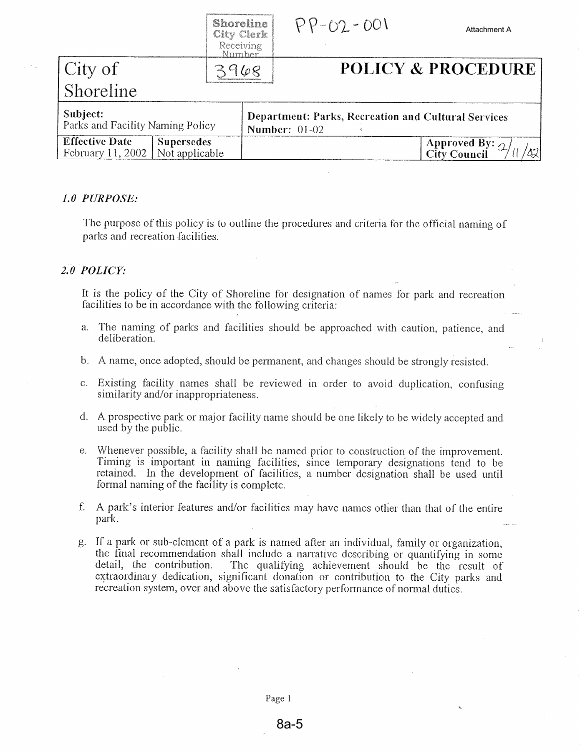Shoreline City Clerk Receiving Number 3968

PP-02-001

Attachment A

| City of Shoreline | | POLICY & PROCEDURE | |
|---|---|---|---|
| **Subject:** Parks and Facility Naming Policy | | **Department: Parks, Recreation and Cultural Services** **Number:** 01-02 | |
| **Effective Date** February 11, 2002 | **Supersedes** Not applicable | | **Approved By:** **City Council** 2/11/02 |

### *1.0 PURPOSE:*

The purpose of this policy is to outline the procedures and criteria for the official naming of parks and recreation facilities.

### *2.0 POLICY:*

It is the policy of the City of Shoreline for designation of names for park and recreation facilities to be in accordance with the following criteria:

a. The naming of parks and facilities should be approached with caution, patience, and deliberation.

b. A name, once adopted, should be permanent, and changes should be strongly resisted.

c. Existing facility names shall be reviewed in order to avoid duplication, confusing similarity and/or inappropriateness.

d. A prospective park or major facility name should be one likely to be widely accepted and used by the public.

e. Whenever possible, a facility shall be named prior to construction of the improvement. Timing is important in naming facilities, since temporary designations tend to be retained. In the development of facilities, a number designation shall be used until formal naming of the facility is complete.

f. A park's interior features and/or facilities may have names other than that of the entire park.

g. If a park or sub-element of a park is named after an individual, family or organization, the final recommendation shall include a narrative describing or quantifying in some detail, the contribution. The qualifying achievement should be the result of extraordinary dedication, significant donation or contribution to the City parks and recreation system, over and above the satisfactory performance of normal duties.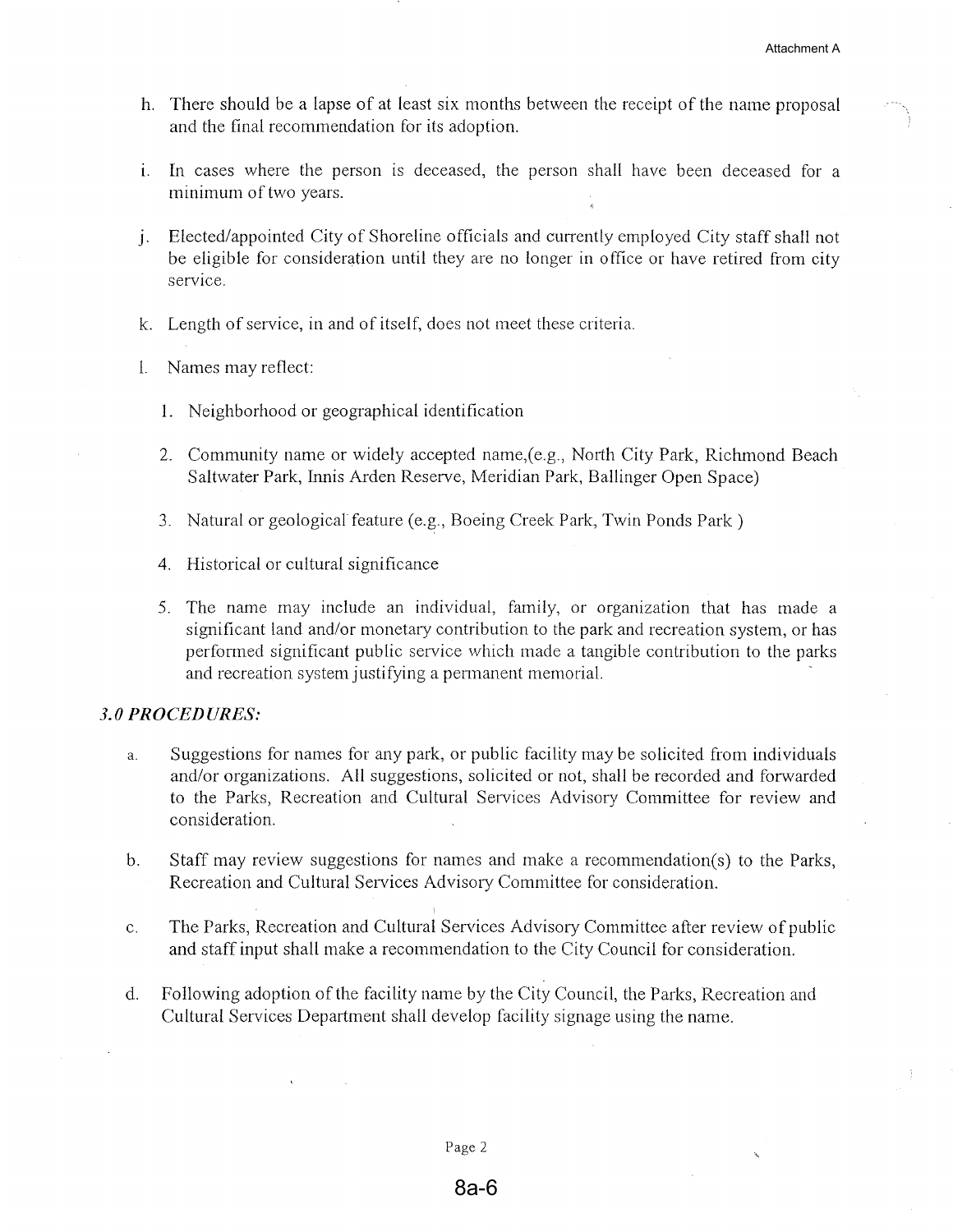h. There should be a lapse of at least six months between the receipt of the name proposal and the final recommendation for its adoption.

i. In cases where the person is deceased, the person shall have been deceased for a minimum of two years.

j. Elected/appointed City of Shoreline officials and currently employed City staff shall not be eligible for consideration until they are no longer in office or have retired from city service.

k. Length of service, in and of itself, does not meet these criteria.

l. Names may reflect:

   1. Neighborhood or geographical identification

   2. Community name or widely accepted name,(e.g., North City Park, Richmond Beach Saltwater Park, Innis Arden Reserve, Meridian Park, Ballinger Open Space)

   3. Natural or geological feature (e.g., Boeing Creek Park, Twin Ponds Park )

   4. Historical or cultural significance

   5. The name may include an individual, family, or organization that has made a significant land and/or monetary contribution to the park and recreation system, or has performed significant public service which made a tangible contribution to the parks and recreation system justifying a permanent memorial.

### *3.0 PROCEDURES:*

a. Suggestions for names for any park, or public facility may be solicited from individuals and/or organizations. All suggestions, solicited or not, shall be recorded and forwarded to the Parks, Recreation and Cultural Services Advisory Committee for review and consideration.

b. Staff may review suggestions for names and make a recommendation(s) to the Parks, Recreation and Cultural Services Advisory Committee for consideration.

c. The Parks, Recreation and Cultural Services Advisory Committee after review of public and staff input shall make a recommendation to the City Council for consideration.

d. Following adoption of the facility name by the City Council, the Parks, Recreation and Cultural Services Department shall develop facility signage using the name.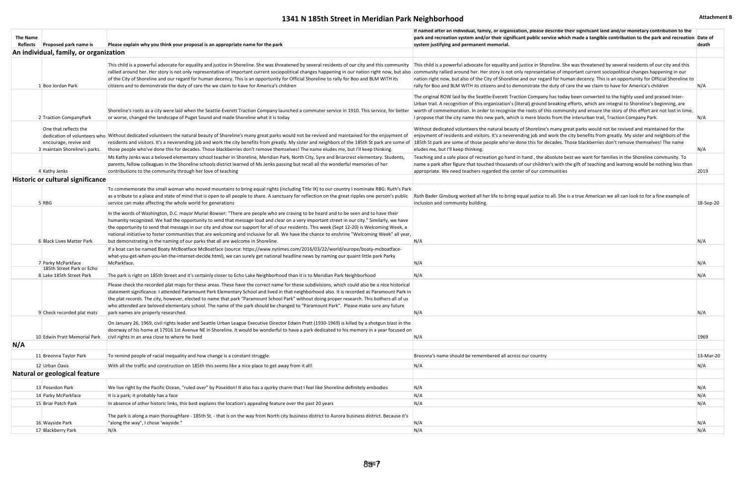# 1341 N 185th Street in Meridian Park Neighborhood

Attachment B

| The Name Reflects | | Proposed park name is | Please explain why you think your proposal is an appropriate name for the park | If named after an individual, family, or organization, please describe their significant land and/or monetary contribution to the park and recreation system and/or their significant public service which made a tangible contribution to the park and recreation system justifying and permanent memorial. | Date of death |
|---|---|---|---|---|---|
| **An individual, family, or organization** | | | | | |
| | 1 | Boo Jordan Park | This child is a powerful advocate for equality and justice in Shoreline. She was threatened by several residents of our city and this community rallied around her. Her story is not only representative of important current sociopolitical changes happening in our nation right now, but also of the City of Shoreline and our regard for human decency. This is an opportunity for Official Shoreline to rally for Boo and BLM WITH its citizens and to demonstrate the duty of care the we claim to have for America's children | This child is a powerful advocate for equality and justice in Shoreline. She was threatened by several residents of our city and this community rallied around her. Her story is not only representative of important current sociopolitical changes happening in our nation right now, but also of the City of Shoreline and our regard for human decency. This is an opportunity for Official Shoreline to rally for Boo and BLM WITH its citizens and to demonstrate the duty of care the we claim to have for America's children | N/A |
| | 2 | Traction CompanyPark | Shoreline's roots as a city were laid when the Seattle-Everett Traction Company launched a commuter service in 1910. This service, for better or worse, changed the landscape of Puget Sound and made Shoreline what it is today | The original ROW laid by the Seattle-Everett Traction Company has today been converted to the highly used and praised Inter-Urban trail. A recognition of this organization's (literal) ground breaking efforts, which are integral to Shoreline's beginning, are worth of commemoration. In order to recognize the roots of this community and ensure the story of this effort are not lost in time, I propose that the city name this new park, which is mere blocks from the interurban trail, Traction Company Park. | N/A |
| | 3 | One that reflects the dedication of volunteers who encourage, revive and maintain Shoreline's parks. | Without dedicated volunteers the natural beauty of Shoreline's many great parks would not be revived and maintained for the enjoyment of residents and visitors. It's a neverending job and work the city benefits from greatly. My sister and neighbors of the 185th St park are some of those people who've done this for decades. Those blackberries don't remove themselves! The name eludes me, but I'll keep thinking. | Without dedicated volunteers the natural beauty of Shoreline's many great parks would not be revived and maintained for the enjoyment of residents and visitors. It's a neverending job and work the city benefits from greatly. My sister and neighbors of the 185th St park are some of those people who've done this for decades. Those blackberries don't remove themselves! The name eludes me, but I'll keep thinking. | N/A |
| | 4 | Kathy Jenks | Ms Kathy Jenks was a beloved elementary school teacher in Shoreline, Meridian Park, North City, Syre and Briarcrest elementary. Students, parents, fellow colleagues in the Shoreline schools district learned of Ms Jenks passing but recall all the wonderful memories of her contributions to the community through her love of teaching | Teaching and a safe place of recreation go hand in hand , the absolute best we want for families in the Shoreline community. To name a park after figure that touched thousands of our children's with the gift of teaching and learning would be nothing less than appropriate. We need teachers regarded the center of our communities | 2019 |
| **Historic or cultural significance** | | | | | |
| | 5 | RBG | To commemorate the small woman who moved mountains to bring equal rights (including Title IX) to our country I nominate RBG: Ruth's Park as a tribute to a place and state of mind that is open to all people to share. A sanctuary for reflection on the great ripples one person's public service can make affecting the whole world for generations | Ruth Bader Ginsburg worked all her life to bring equal justice to all. She is a true American we all can look to for a fine example of inclusion and community building. | 18-Sep-20 |
| | 6 | Black Lives Matter Park | In the words of Washington, D.C. mayor Muriel Bowser: "There are people who are craving to be heard and to be seen and to have their humanity recognized. We had the opportunity to send that message loud and clear on a very important street in our city." Similarly, we have the opportunity to send that message in our city and show our support for all of our residents. This week (Sept 12-20) is Welcoming Week, a national initiative to foster communities that are welcoming and inclusive for all. We have the chance to enshrine "Welcoming Week" all year, but demonstrating in the naming of our parks that all are welcome in Shoreline. | N/A | N/A |
| | 7 | Parky McParkface | If a boat can be named Boaty McBoatface McBoatface (source: https://www.nytimes.com/2016/03/22/world/europe/boaty-mcboatface-what-you-get-when-you-let-the-internet-decide.html), we can surely get national headline news by naming our quaint little park Parky McParkface. | N/A | N/A |
| | 8 | 185th Street Park or Echo Lake 185th Street Park | The park is right on 185th Street and it's certainly closer to Echo Lake Neighborhood than it is to Meridian Park Neighborhood | N/A | N/A |
| | 9 | Check recorded plat mats | Please check the recorded plat maps for these areas. These have the correct name for these subdivisions, which could also be a nice historical statement significance. I attended Paramount Park Elementary School and lived in that neighborhood also. It is recorded as Paramount Park in the plat records. The city, however, elected to name that park "Paramount School Park" without doing proper research. This bothers all of us who attended are beloved elementary school. The name of the park should be changed to "Paramount Park". Please make sure any future park names are properly researched. | N/A | N/A |
| | 10 | Edwin Pratt Memorial Park | On January 26, 1969, civil rights leader and Seattle Urban League Executive Director Edwin Pratt (1930-1969) is killed by a shotgun blast in the doorway of his home at 17916 1st Avenue NE in Shoreline. It would be wonderful to have a park dedicated to his memory in a year focused on civil rights in an area close to where he lived | N/A | 1969 |
| **N/A** | | | | | |
| | 11 | Breonna Taylor Park | To remind people of racial inequality and how change is a constant struggle. | Breonna's name should be remembered all across our country | 13-Mar-20 |
| | 12 | Urban Oasis | With all the traffic and construction on 185th this seems like a nice place to get away from it all! | N/A | N/A |
| **Natural or geological feature** | | | | | |
| | 13 | Poseidon Park | We live right by the Pacific Ocean, "ruled over" by Poseidon! It also has a quirky charm that I feel like Shoreline definitely embodies | N/A | N/A |
| | 14 | Parky McParkface | It is a park; it probably has a face | N/A | N/A |
| | 15 | Briar Patch Park | In absence of other historic links, this best explains the location's appealing feature over the past 20 years | N/A | N/A |
| | 16 | Wayside Park | The park is along a main thoroughfare - 185th St. - that is on the way from North city business district to Aurora business district. Because it's "along the way", I chose 'wayside.' | N/A | N/A |
| | 17 | Blackberry Park | N/A | N/A | N/A |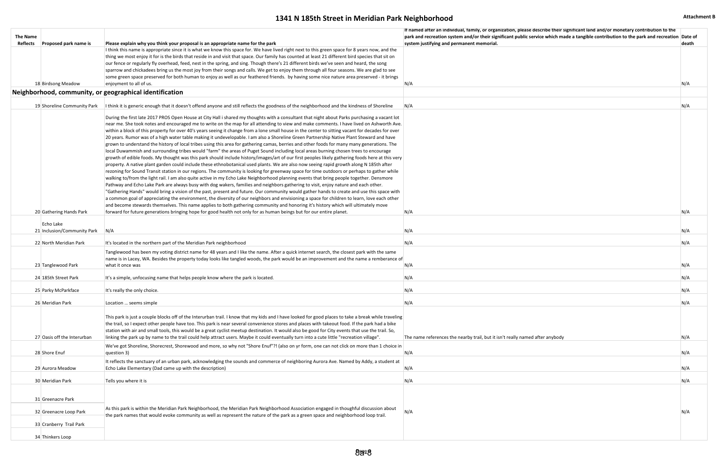# 1341 N 185th Street in Meridian Park Neighborhood

**Attachment B**

| The Name Reflects | Proposed park name is | Please explain why you think your proposal is an appropriate name for the park | If named after an individual, family, or organization, please describe their significant land and/or monetary contribution to the park and recreation system and/or their significant public service which made a tangible contribution to the park and recreation system justifying and permanent memorial. | Date of death |
|---|---|---|---|---|
| 18 | Birdsong Meadow | I think this name is appropriate since it is what we know this space for. We have lived right next to this green space for 8 years now, and the thing we most enjoy it for is the birds that reside in and visit that space. Our family has counted at least 21 different bird species that sit on our fence or regularly fly overhead, feed, nest in the spring, and sing. Though there's 21 different birds we've seen and heard, the song sparrow and chickadees bring us the most joy from their songs and calls. We get to enjoy them through all four seasons. We are glad to see some green space preserved for both human to enjoy as well as our feathered friends. by having some nice nature area preserve - it brings enjoyment to all of us. | N/A | N/A |
| **Neighborhood, community, or geographical identification** | | | | |
| 19 | Shoreline Community Park | I think it is generic enough that it doesn't offend anyone and still reflects the goodness of the neighborhood and the kindness of Shoreline | N/A | N/A |
| 20 | Gathering Hands Park | During the first late 2017 PROS Open House at City Hall i shared my thoughts with a consultant that night about Parks purchasing a vacant lot near me. She took notes and encouraged me to write on the map for all attending to view and make comments. I have lived on Ashworth Ave. within a block of this property for over 40's years seeing it change from a lone small house in the center to sitting vacant for decades for over 20 years. Rumor was of a high water table making it undevelopable. I am also a Shoreline Green Partnership Native Plant Steward and have grown to understand the history of local tribes using this area for gathering camas, berries and other foods for many many generations. The local Duwammish and surrounding tribes would "farm" the areas of Puget Sound including local areas burning chosen trees to encourage growth of edible foods. My thought was this park should include history/images/art of our first peoples likely gathering foods here at this very property. A native plant garden could include these ethnobotanical used plants. We are also now seeing rapid growth along N 185th after rezoning for Sound Transit station in our regions. The community is looking for greenway space for time outdoors or perhaps to gather while walking to/from the light rail. I am also quite active in my Echo Lake Neighborhood planning events that bring people together. Densmore Pathway and Echo Lake Park are always busy with dog wakers, families and neighbors gathering to visit, enjoy nature and each other. "Gathering Hands" would bring a vision of the past, present and future. Our community would gather hands to create and use this space with a common goal of appreciating the environment, the diversity of our neighbors and envisioning a space for children to learn, love each other and become stewards themselves. This name applies to both gathering community and honoring it's history which will ultimately move forward for future generations bringing hope for good health not only for as human beings but for our entire planet. | N/A | N/A |
| 21 | Echo Lake Inclusion/Community Park | N/A | N/A | N/A |
| 22 | North Meridian Park | It's located in the northern part of the Meridian Park neighborhood | N/A | N/A |
| 23 | Tanglewood Park | Tanglewood has been my voting district name for 48 years and I like the name. After a quick internet search, the closest park with the same name is in Lacey, WA. Besides the property today looks like tangled woods, the park would be an improvement and the name a remberance of what it once was | N/A | N/A |
| 24 | 185th Street Park | It's a simple, unfocusing name that helps people know where the park is located. | N/A | N/A |
| 25 | Parky McParkface | It's really the only choice. | N/A | N/A |
| 26 | Meridian Park | Location … seems simple | N/A | N/A |
| 27 | Oasis off the Interurban | This park is just a couple blocks off of the Interurban trail. I know that my kids and I have looked for good places to take a break while traveling the trail, so I expect other people have too. This park is near several convenience stores and places with takeout food. If the park had a bike station with air and small tools, this would be a great cyclist meetup destination. It would also be good for City events that use the trail. So, linking the park up by name to the trail could help attract users. Maybe it could eventually turn into a cute little "recreation village". | The name references the nearby trail, but it isn't really named after anybody | N/A |
| 28 | Shore Enuf | We've got Shoreline, Shorecrest, Shorewood and more, so why not "Shore Enuf"?! (also on yr form, one can not click on more than 1 choice in question 3) | N/A | N/A |
| 29 | Aurora Meadow | It reflects the sanctuary of an urban park, acknowledging the sounds and commerce of neighboring Aurora Ave. Named by Addy, a student at Echo Lake Elementary (Dad came up with the description) | N/A | N/A |
| 30 | Meridian Park | Tells you where it is | N/A | N/A |
| 31 | Greenacre Park | As this park is within the Meridian Park Neighborhood, the Meridian Park Neighborhood Association engaged in thoughtful discussion about the park names that would evoke community as well as represent the nature of the park as a green space and neighborhood loop trail. | N/A | N/A |
| 32 | Greenacre Loop Park | | | |
| 33 | Cranberry Trail Park | | | |
| 34 | Thinkers Loop | | | |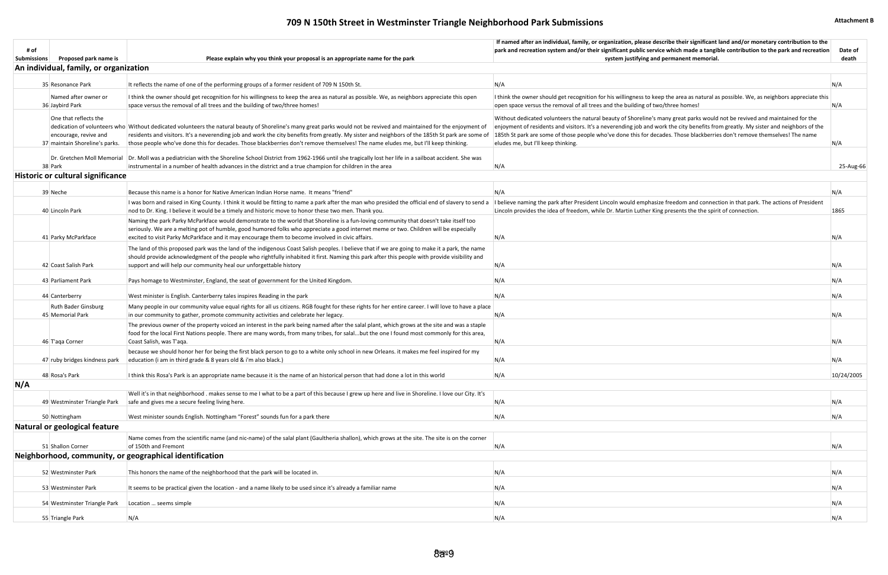# 709 N 150th Street in Westminster Triangle Neighborhood Park Submissions

Attachment B

| # of Submissions | Proposed park name is | Please explain why you think your proposal is an appropriate name for the park | If named after an individual, family, or organization, please describe their significant land and/or monetary contribution to the park and recreation system and/or their significant public service which made a tangible contribution to the park and recreation system justifying and permanent memorial. | Date of death |
|---|---|---|---|---|
| **An individual, family, or organization** | | | | |
| 35 | Resonance Park | It reflects the name of one of the performing groups of a former resident of 709 N 150th St. | N/A | N/A |
| 36 | Named after owner or Jaybird Park | I think the owner should get recognition for his willingness to keep the area as natural as possible. We, as neighbors appreciate this open space versus the removal of all trees and the building of two/three homes! | I think the owner should get recognition for his willingness to keep the area as natural as possible. We, as neighbors appreciate this open space versus the removal of all trees and the building of two/three homes! | N/A |
| 37 | One that reflects the dedication of volunteers who encourage, revive and maintain Shoreline's parks. | Without dedicated volunteers the natural beauty of Shoreline's many great parks would not be revived and maintained for the enjoyment of residents and visitors. It's a neverending job and work the city benefits from greatly. My sister and neighbors of the 185th St park are some of those people who've done this for decades. Those blackberries don't remove themselves! The name eludes me, but I'll keep thinking. | Without dedicated volunteers the natural beauty of Shoreline's many great parks would not be revived and maintained for the enjoyment of residents and visitors. It's a neverending job and work the city benefits from greatly. My sister and neighbors of the 185th St park are some of those people who've done this for decades. Those blackberries don't remove themselves! The name eludes me, but I'll keep thinking. | N/A |
| 38 | Dr. Gretchen Moll Memorial Park | Dr. Moll was a pediatrician with the Shoreline School District from 1962-1966 until she tragically lost her life in a sailboat accident. She was instrumental in a number of health advances in the district and a true champion for children in the area | N/A | 25-Aug-66 |
| **Historic or cultural significance** | | | | |
| 39 | Neche | Because this name is a honor for Native American Indian Horse name. It means "friend" | N/A | N/A |
| 40 | Lincoln Park | I was born and raised in King County. I think it would be fitting to name a park after the man who presided the official end of slavery to send a nod to Dr. King. I believe it would be a timely and historic move to honor these two men. Thank you. | I believe naming the park after President Lincoln would emphasize freedom and connection in that park. The actions of President Lincoln provides the idea of freedom, while Dr. Martin Luther King presents the the spirit of connection. | 1865 |
| 41 | Parky McParkface | Naming the park Parky McParkface would demonstrate to the world that Shoreline is a fun-loving community that doesn't take itself too seriously. We are a melting pot of humble, good humored folks who appreciate a good internet meme or two. Children will be especially excited to visit Parky McParkface and it may encourage them to become involved in civic affairs. | N/A | N/A |
| 42 | Coast Salish Park | The land of this proposed park was the land of the indigenous Coast Salish peoples. I believe that if we are going to make it a park, the name should provide acknowledgment of the people who rightfully inhabited it first. Naming this park after this people with provide visibility and support and will help our community heal our unforgettable history | N/A | N/A |
| 43 | Parliament Park | Pays homage to Westminster, England, the seat of government for the United Kingdom. | N/A | N/A |
| 44 | Canterberry | West minister is English. Canterberry tales inspires Reading in the park | N/A | N/A |
| 45 | Ruth Bader Ginsburg Memorial Park | Many people in our community value equal rights for all us citizens. RGB fought for these rights for her entire career. I will love to have a place in our community to gather, promote community activities and celebrate her legacy. | N/A | N/A |
| 46 | T'aqa Corner | The previous owner of the property voiced an interest in the park being named after the salal plant, which grows at the site and was a staple food for the local First Nations people. There are many words, from many tribes, for salal...but the one I found most commonly for this area, Coast Salish, was T'aqa. | N/A | N/A |
| 47 | ruby bridges kindness park | because we should honor her for being the first black person to go to a white only school in new Orleans. it makes me feel inspired for my education (i am in third grade & 8 years old & i'm also black.) | N/A | N/A |
| 48 | Rosa's Park | I think this Rosa's Park is an appropriate name because it is the name of an historical person that had done a lot in this world | N/A | 10/24/2005 |
| **N/A** | | | | |
| 49 | Westminster Triangle Park | Well it's in that neighborhood . makes sense to me I what to be a part of this because I grew up here and live in Shoreline. I love our City. It's safe and gives me a secure feeling living here. | N/A | N/A |
| 50 | Nottingham | West minister sounds English. Nottingham "Forest" sounds fun for a park there | N/A | N/A |
| **Natural or geological feature** | | | | |
| 51 | Shallon Corner | Name comes from the scientific name (and nic-name) of the salal plant (Gaultheria shallon), which grows at the site. The site is on the corner of 150th and Fremont | N/A | N/A |
| **Neighborhood, community, or geographical identification** | | | | |
| 52 | Westminster Park | This honors the name of the neighborhood that the park will be located in. | N/A | N/A |
| 53 | Westminster Park | It seems to be practical given the location - and a name likely to be used since it's already a familiar name | N/A | N/A |
| 54 | Westminster Triangle Park | Location … seems simple | N/A | N/A |
| 55 | Triangle Park | N/A | N/A | N/A |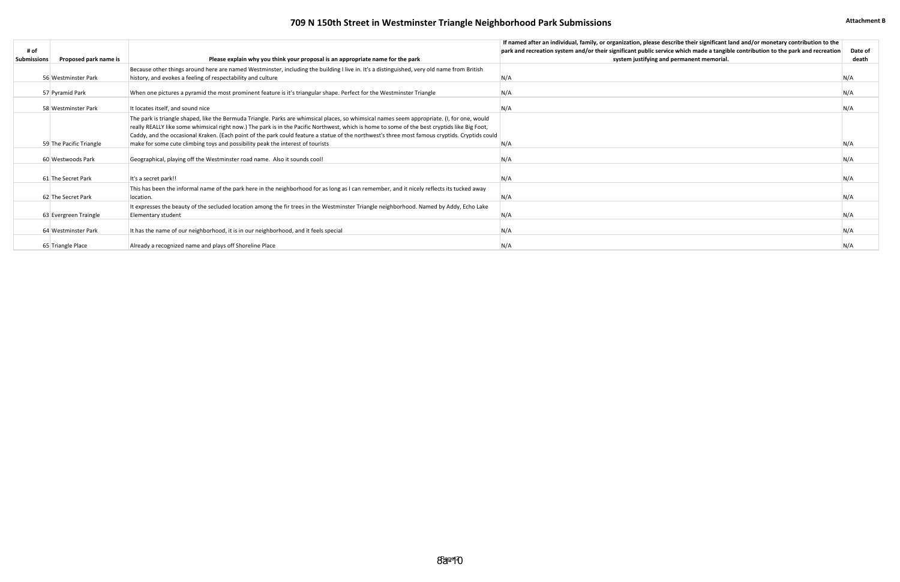# 709 N 150th Street in Westminster Triangle Neighborhood Park Submissions

**Attachment B**

| # of Submissions | Proposed park name is | Please explain why you think your proposal is an appropriate name for the park | If named after an individual, family, or organization, please describe their significant land and/or monetary contribution to the park and recreation system and/or their significant public service which made a tangible contribution to the park and recreation system justifying and permanent memorial. | Date of death |
|---|---|---|---|---|
| 56 | Westminster Park | Because other things around here are named Westminster, including the building I live in. It's a distinguished, very old name from British history, and evokes a feeling of respectability and culture | N/A | N/A |
| 57 | Pyramid Park | When one pictures a pyramid the most prominent feature is it's triangular shape. Perfect for the Westminster Triangle | N/A | N/A |
| 58 | Westminster Park | It locates itself, and sound nice | N/A | N/A |
| 59 | The Pacific Triangle | The park is triangle shaped, like the Bermuda Triangle. Parks are whimsical places, so whimsical names seem appropriate. (I, for one, would really REALLY like some whimsical right now.) The park is in the Pacific Northwest, which is home to some of the best cryptids like Big Foot, Caddy, and the occasional Kraken. (Each point of the park could feature a statue of the northwest's three most famous cryptids. Cryptids could make for some cute climbing toys and possibility peak the interest of tourists | N/A | N/A |
| 60 | Westwoods Park | Geographical, playing off the Westminster road name. Also it sounds cool! | N/A | N/A |
| 61 | The Secret Park | It's a secret park!! | N/A | N/A |
| 62 | The Secret Park | This has been the informal name of the park here in the neighborhood for as long as I can remember, and it nicely reflects its tucked away location. | N/A | N/A |
| 63 | Evergreen Traingle | It expresses the beauty of the secluded location among the fir trees in the Westminster Triangle neighborhood. Named by Addy, Echo Lake Elementary student | N/A | N/A |
| 64 | Westminster Park | It has the name of our neighborhood, it is in our neighborhood, and it feels special | N/A | N/A |
| 65 | Triangle Place | Already a recognized name and plays off Shoreline Place | N/A | N/A |